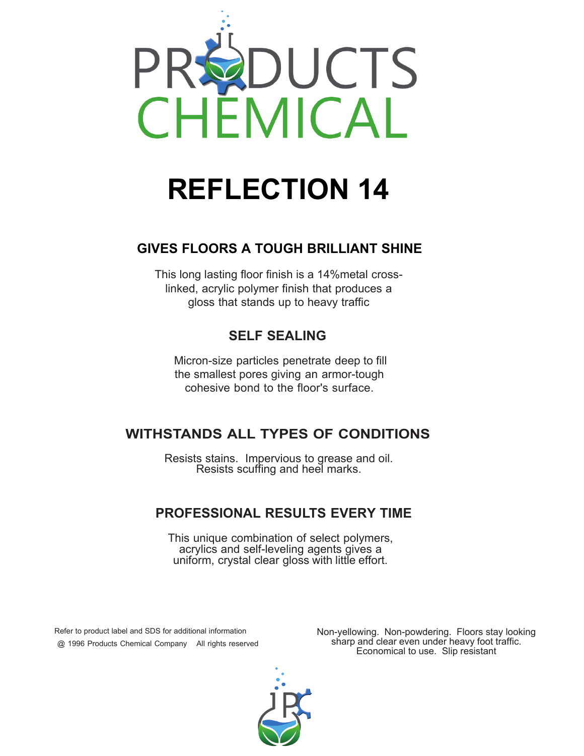PRODUCTS CHEMICAL

# REFLECTION 14

## GIVES FLOORS A TOUGH BRILLIANT SHINE

This long lasting floor finish is a 14%metal cross-linked, acrylic polymer finish that produces a gloss that stands up to heavy traffic

## SELF SEALING

Micron-size particles penetrate deep to fill the smallest pores giving an armor-tough cohesive bond to the floor's surface.

## WITHSTANDS ALL TYPES OF CONDITIONS

Resists stains. Impervious to grease and oil. Resists scuffing and heel marks.

## PROFESSIONAL RESULTS EVERY TIME

This unique combination of select polymers, acrylics and self-leveling agents gives a uniform, crystal clear gloss with little effort.

Refer to product label and SDS for additional information

@ 1996 Products Chemical Company All rights reserved

Non-yellowing. Non-powdering. Floors stay looking sharp and clear even under heavy foot traffic. Economical to use. Slip resistant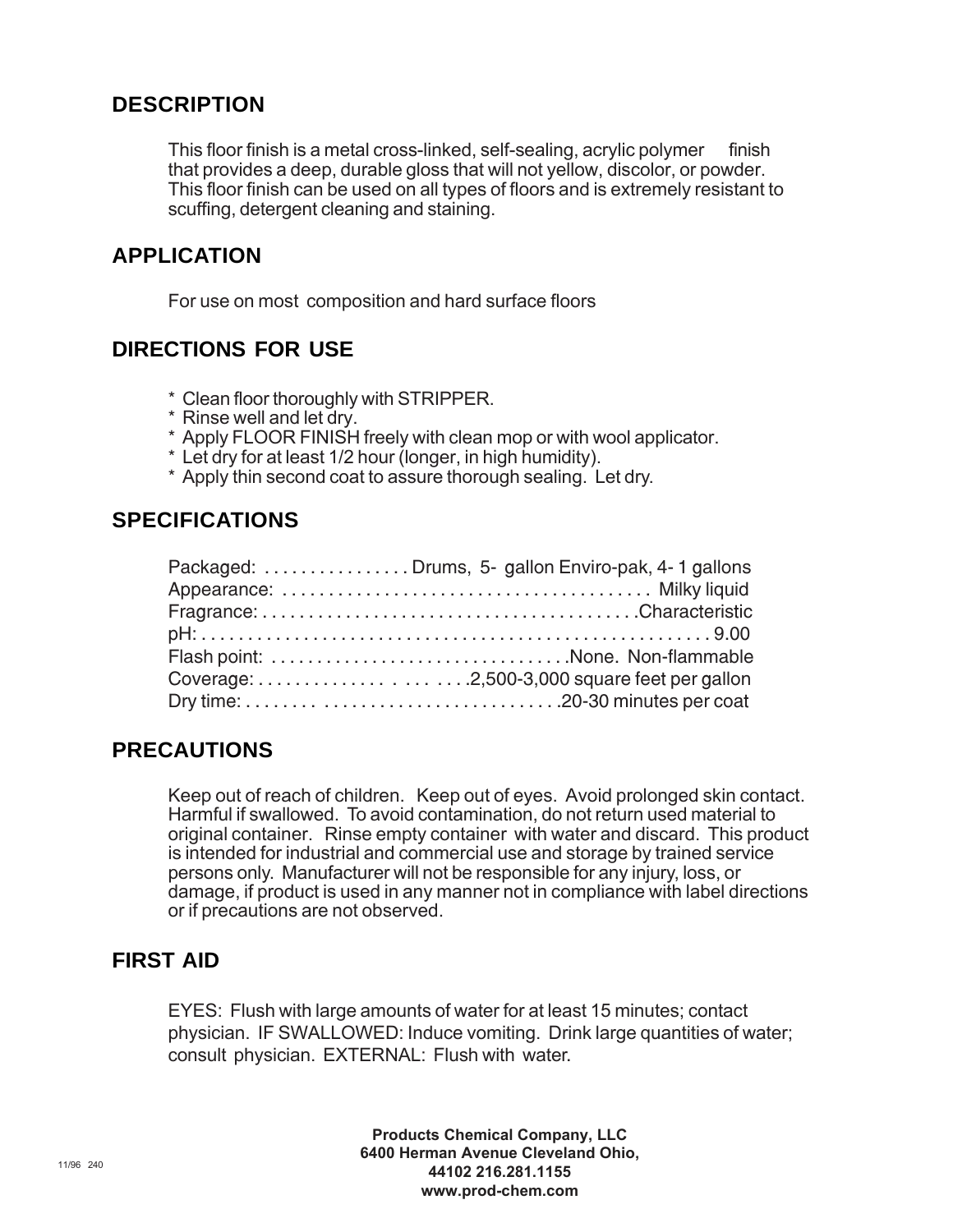## DESCRIPTION

This floor finish is a metal cross-linked, self-sealing, acrylic polymer finish that provides a deep, durable gloss that will not yellow, discolor, or powder. This floor finish can be used on all types of floors and is extremely resistant to scuffing, detergent cleaning and staining.

## APPLICATION

For use on most composition and hard surface floors

## DIRECTIONS FOR USE

* Clean floor thoroughly with STRIPPER.
* Rinse well and let dry.
* Apply FLOOR FINISH freely with clean mop or with wool applicator.
* Let dry for at least 1/2 hour (longer, in high humidity).
* Apply thin second coat to assure thorough sealing. Let dry.

## SPECIFICATIONS

| | |
|---|---|
| Packaged: | Drums, 5- gallon Enviro-pak, 4- 1 gallons |
| Appearance: | Milky liquid |
| Fragrance: | Characteristic |
| pH: | 9.00 |
| Flash point: | None. Non-flammable |
| Coverage: | 2,500-3,000 square feet per gallon |
| Dry time: | 20-30 minutes per coat |

## PRECAUTIONS

Keep out of reach of children. Keep out of eyes. Avoid prolonged skin contact. Harmful if swallowed. To avoid contamination, do not return used material to original container. Rinse empty container with water and discard. This product is intended for industrial and commercial use and storage by trained service persons only. Manufacturer will not be responsible for any injury, loss, or damage, if product is used in any manner not in compliance with label directions or if precautions are not observed.

## FIRST AID

EYES: Flush with large amounts of water for at least 15 minutes; contact physician. IF SWALLOWED: Induce vomiting. Drink large quantities of water; consult physician. EXTERNAL: Flush with water.

11/96 240

**Products Chemical Company, LLC**
**6400 Herman Avenue Cleveland Ohio,**
**44102 216.281.1155**
**www.prod-chem.com**